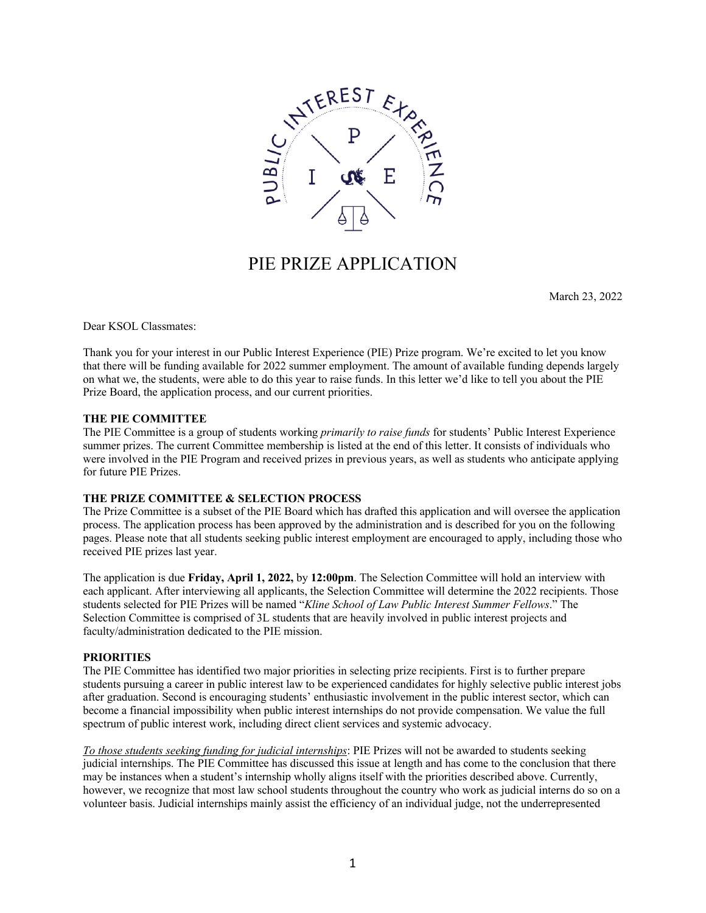# PIE PRIZE APPLICATION

March 23, 2022

Dear KSOL Classmates:

Thank you for your interest in our Public Interest Experience (PIE) Prize program. We're excited to let you know that there will be funding available for 2022 summer employment. The amount of available funding depends largely on what we, the students, were able to do this year to raise funds. In this letter we'd like to tell you about the PIE Prize Board, the application process, and our current priorities.

**THE PIE COMMITTEE**

The PIE Committee is a group of students working *primarily to raise funds* for students' Public Interest Experience summer prizes. The current Committee membership is listed at the end of this letter. It consists of individuals who were involved in the PIE Program and received prizes in previous years, as well as students who anticipate applying for future PIE Prizes.

**THE PRIZE COMMITTEE & SELECTION PROCESS**

The Prize Committee is a subset of the PIE Board which has drafted this application and will oversee the application process. The application process has been approved by the administration and is described for you on the following pages. Please note that all students seeking public interest employment are encouraged to apply, including those who received PIE prizes last year.

The application is due **Friday, April 1, 2022,** by **12:00pm**. The Selection Committee will hold an interview with each applicant. After interviewing all applicants, the Selection Committee will determine the 2022 recipients. Those students selected for PIE Prizes will be named "*Kline School of Law Public Interest Summer Fellows*." The Selection Committee is comprised of 3L students that are heavily involved in public interest projects and faculty/administration dedicated to the PIE mission.

**PRIORITIES**

The PIE Committee has identified two major priorities in selecting prize recipients. First is to further prepare students pursuing a career in public interest law to be experienced candidates for highly selective public interest jobs after graduation. Second is encouraging students' enthusiastic involvement in the public interest sector, which can become a financial impossibility when public interest internships do not provide compensation. We value the full spectrum of public interest work, including direct client services and systemic advocacy.

*To those students seeking funding for judicial internships*: PIE Prizes will not be awarded to students seeking judicial internships. The PIE Committee has discussed this issue at length and has come to the conclusion that there may be instances when a student's internship wholly aligns itself with the priorities described above. Currently, however, we recognize that most law school students throughout the country who work as judicial interns do so on a volunteer basis. Judicial internships mainly assist the efficiency of an individual judge, not the underrepresented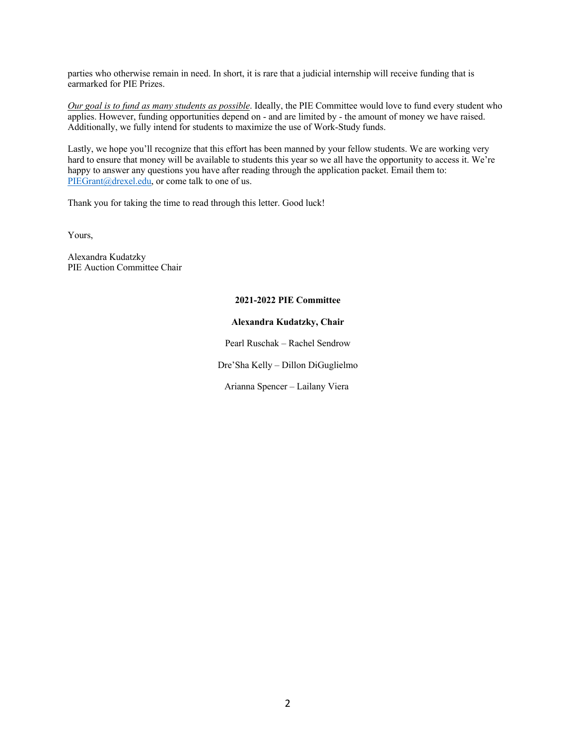parties who otherwise remain in need. In short, it is rare that a judicial internship will receive funding that is earmarked for PIE Prizes.

*Our goal is to fund as many students as possible*. Ideally, the PIE Committee would love to fund every student who applies. However, funding opportunities depend on - and are limited by - the amount of money we have raised. Additionally, we fully intend for students to maximize the use of Work-Study funds.

Lastly, we hope you'll recognize that this effort has been manned by your fellow students. We are working very hard to ensure that money will be available to students this year so we all have the opportunity to access it. We're happy to answer any questions you have after reading through the application packet. Email them to: PIEGrant@drexel.edu, or come talk to one of us.

Thank you for taking the time to read through this letter. Good luck!

Yours,

Alexandra Kudatzky
PIE Auction Committee Chair

**2021-2022 PIE Committee**

**Alexandra Kudatzky, Chair**

Pearl Ruschak – Rachel Sendrow

Dre'Sha Kelly – Dillon DiGuglielmo

Arianna Spencer – Lailany Viera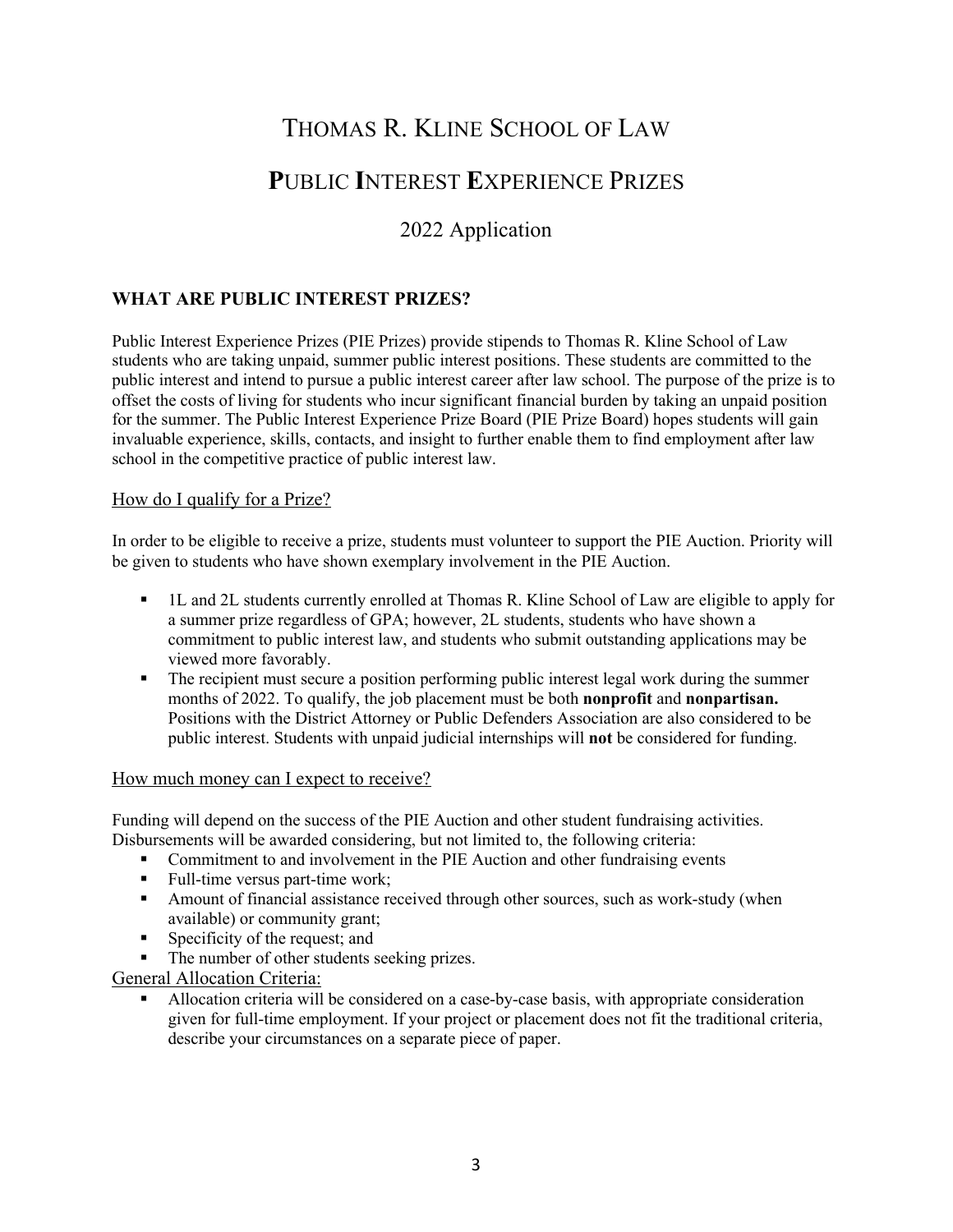# THOMAS R. KLINE SCHOOL OF LAW

# PUBLIC INTEREST EXPERIENCE PRIZES

## 2022 Application

### WHAT ARE PUBLIC INTEREST PRIZES?

Public Interest Experience Prizes (PIE Prizes) provide stipends to Thomas R. Kline School of Law students who are taking unpaid, summer public interest positions. These students are committed to the public interest and intend to pursue a public interest career after law school. The purpose of the prize is to offset the costs of living for students who incur significant financial burden by taking an unpaid position for the summer. The Public Interest Experience Prize Board (PIE Prize Board) hopes students will gain invaluable experience, skills, contacts, and insight to further enable them to find employment after law school in the competitive practice of public interest law.

#### How do I qualify for a Prize?

In order to be eligible to receive a prize, students must volunteer to support the PIE Auction. Priority will be given to students who have shown exemplary involvement in the PIE Auction.

- 1L and 2L students currently enrolled at Thomas R. Kline School of Law are eligible to apply for a summer prize regardless of GPA; however, 2L students, students who have shown a commitment to public interest law, and students who submit outstanding applications may be viewed more favorably.
- The recipient must secure a position performing public interest legal work during the summer months of 2022. To qualify, the job placement must be both **nonprofit** and **nonpartisan.** Positions with the District Attorney or Public Defenders Association are also considered to be public interest. Students with unpaid judicial internships will **not** be considered for funding.

#### How much money can I expect to receive?

Funding will depend on the success of the PIE Auction and other student fundraising activities. Disbursements will be awarded considering, but not limited to, the following criteria:

- Commitment to and involvement in the PIE Auction and other fundraising events
- Full-time versus part-time work;
- Amount of financial assistance received through other sources, such as work-study (when available) or community grant;
- Specificity of the request; and
- The number of other students seeking prizes.

#### General Allocation Criteria:

- Allocation criteria will be considered on a case-by-case basis, with appropriate consideration given for full-time employment. If your project or placement does not fit the traditional criteria, describe your circumstances on a separate piece of paper.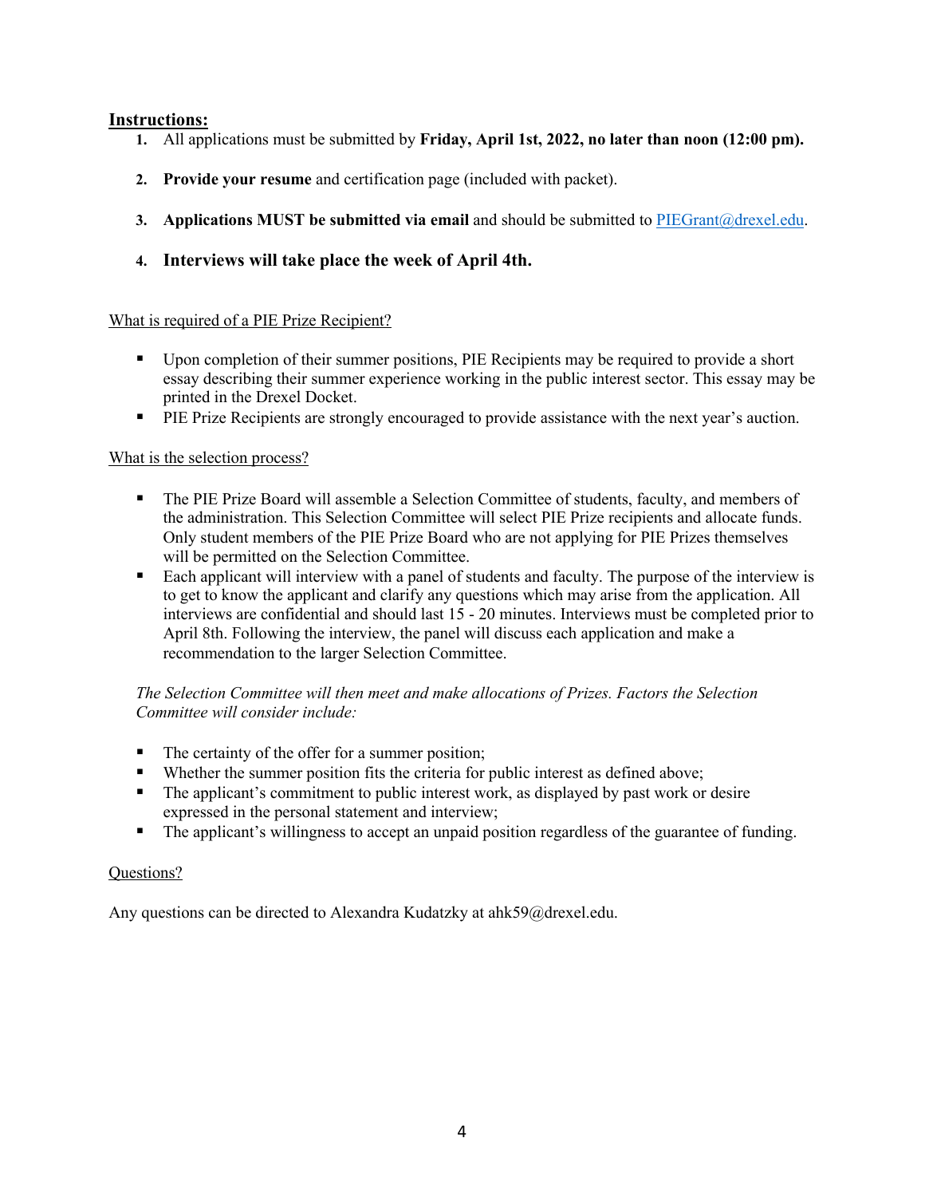## Instructions:

1. All applications must be submitted by **Friday, April 1st, 2022, no later than noon (12:00 pm).**
2. **Provide your resume** and certification page (included with packet).
3. **Applications MUST be submitted via email** and should be submitted to PIEGrant@drexel.edu.
4. **Interviews will take place the week of April 4th.**

What is required of a PIE Prize Recipient?

- Upon completion of their summer positions, PIE Recipients may be required to provide a short essay describing their summer experience working in the public interest sector. This essay may be printed in the Drexel Docket.
- PIE Prize Recipients are strongly encouraged to provide assistance with the next year's auction.

What is the selection process?

- The PIE Prize Board will assemble a Selection Committee of students, faculty, and members of the administration. This Selection Committee will select PIE Prize recipients and allocate funds. Only student members of the PIE Prize Board who are not applying for PIE Prizes themselves will be permitted on the Selection Committee.
- Each applicant will interview with a panel of students and faculty. The purpose of the interview is to get to know the applicant and clarify any questions which may arise from the application. All interviews are confidential and should last 15 - 20 minutes. Interviews must be completed prior to April 8th. Following the interview, the panel will discuss each application and make a recommendation to the larger Selection Committee.

*The Selection Committee will then meet and make allocations of Prizes. Factors the Selection Committee will consider include:*

- The certainty of the offer for a summer position;
- Whether the summer position fits the criteria for public interest as defined above;
- The applicant's commitment to public interest work, as displayed by past work or desire expressed in the personal statement and interview;
- The applicant's willingness to accept an unpaid position regardless of the guarantee of funding.

Questions?

Any questions can be directed to Alexandra Kudatzky at ahk59@drexel.edu.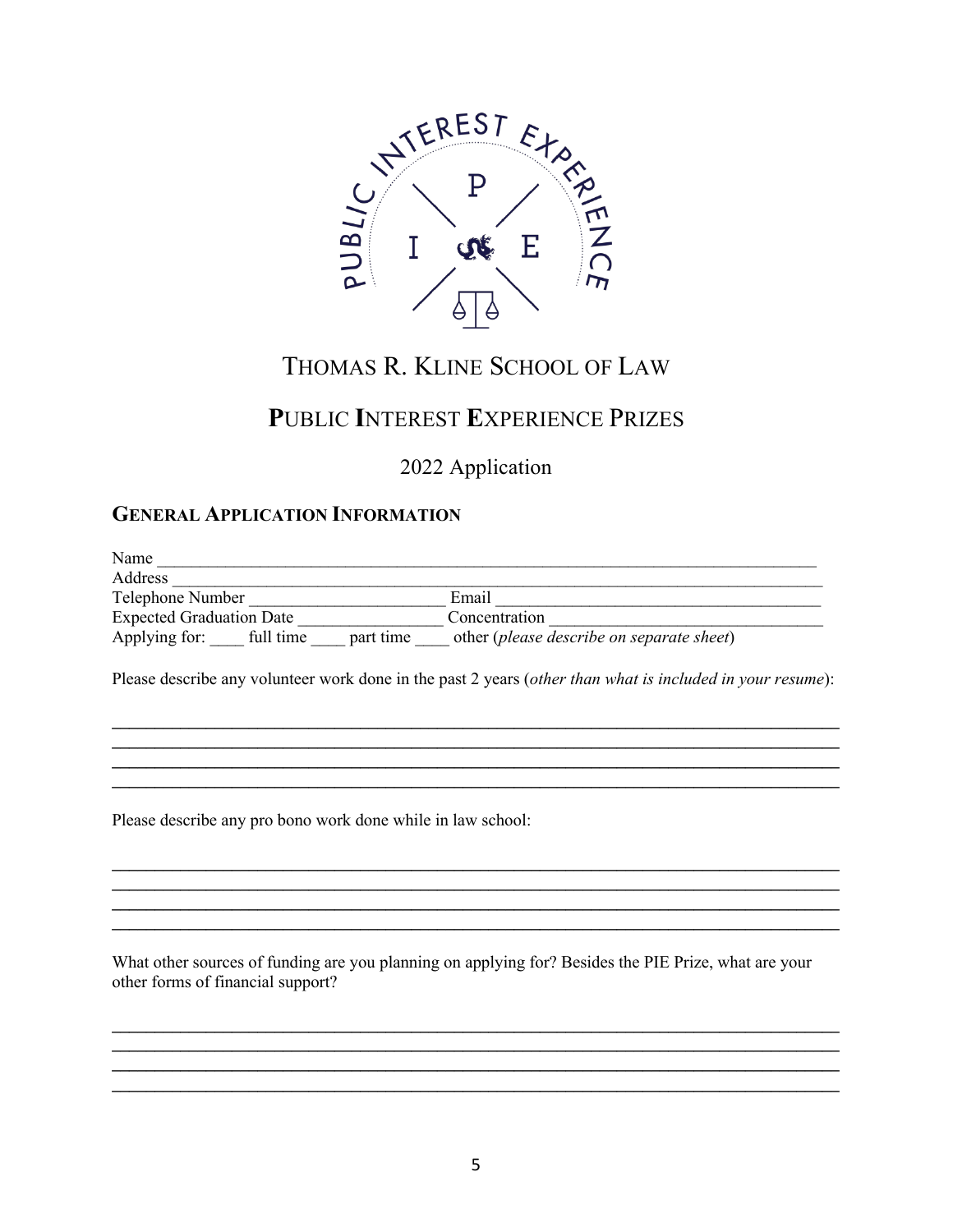# THOMAS R. KLINE SCHOOL OF LAW

## PUBLIC INTEREST EXPERIENCE PRIZES

2022 Application

### GENERAL APPLICATION INFORMATION

Name ______________________________________________________________________________

Address ____________________________________________________________________________

Telephone Number ______________________ Email ____________________________________

Expected Graduation Date ________________ Concentration ____________________________

Applying for: ____ full time ____ part time ____ other (*please describe on separate sheet*)

Please describe any volunteer work done in the past 2 years (*other than what is included in your resume*):

______________________________________________________________________________

______________________________________________________________________________

______________________________________________________________________________

______________________________________________________________________________

Please describe any pro bono work done while in law school:

______________________________________________________________________________

______________________________________________________________________________

______________________________________________________________________________

______________________________________________________________________________

What other sources of funding are you planning on applying for? Besides the PIE Prize, what are your other forms of financial support?

______________________________________________________________________________

______________________________________________________________________________

______________________________________________________________________________

______________________________________________________________________________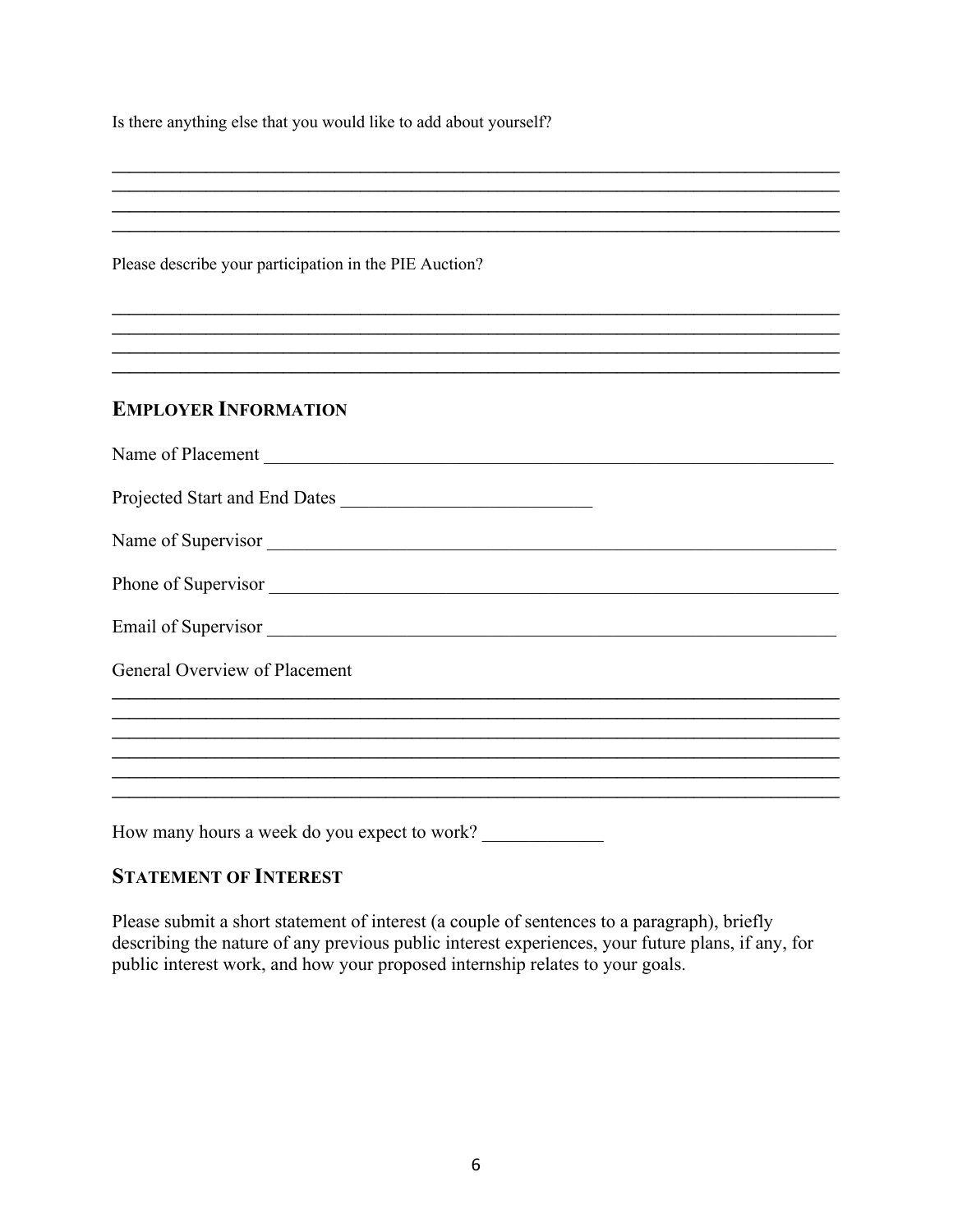Is there anything else that you would like to add about yourself?

________________________________________________________________________________
________________________________________________________________________________
________________________________________________________________________________
________________________________________________________________________________

Please describe your participation in the PIE Auction?

________________________________________________________________________________
________________________________________________________________________________
________________________________________________________________________________
________________________________________________________________________________

## EMPLOYER INFORMATION

Name of Placement ______________________________________________________________

Projected Start and End Dates ___________________________

Name of Supervisor ______________________________________________________________

Phone of Supervisor ______________________________________________________________

Email of Supervisor ______________________________________________________________

General Overview of Placement

________________________________________________________________________________
________________________________________________________________________________
________________________________________________________________________________
________________________________________________________________________________
________________________________________________________________________________
________________________________________________________________________________

How many hours a week do you expect to work? _____________

## STATEMENT OF INTEREST

Please submit a short statement of interest (a couple of sentences to a paragraph), briefly describing the nature of any previous public interest experiences, your future plans, if any, for public interest work, and how your proposed internship relates to your goals.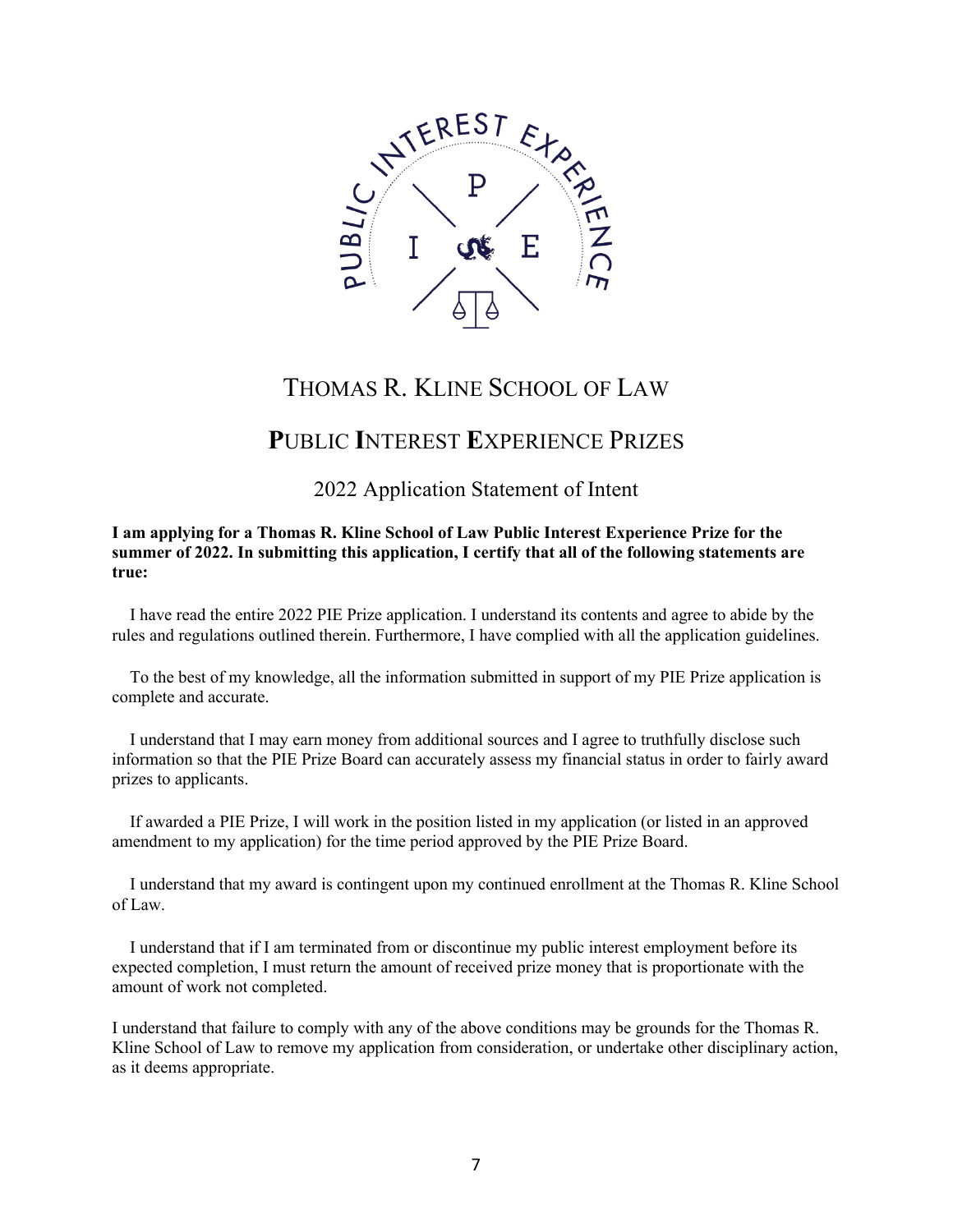# THOMAS R. KLINE SCHOOL OF LAW

## PUBLIC INTEREST EXPERIENCE PRIZES

### 2022 Application Statement of Intent

**I am applying for a Thomas R. Kline School of Law Public Interest Experience Prize for the summer of 2022. In submitting this application, I certify that all of the following statements are true:**

I have read the entire 2022 PIE Prize application. I understand its contents and agree to abide by the rules and regulations outlined therein. Furthermore, I have complied with all the application guidelines.

To the best of my knowledge, all the information submitted in support of my PIE Prize application is complete and accurate.

I understand that I may earn money from additional sources and I agree to truthfully disclose such information so that the PIE Prize Board can accurately assess my financial status in order to fairly award prizes to applicants.

If awarded a PIE Prize, I will work in the position listed in my application (or listed in an approved amendment to my application) for the time period approved by the PIE Prize Board.

I understand that my award is contingent upon my continued enrollment at the Thomas R. Kline School of Law.

I understand that if I am terminated from or discontinue my public interest employment before its expected completion, I must return the amount of received prize money that is proportionate with the amount of work not completed.

I understand that failure to comply with any of the above conditions may be grounds for the Thomas R. Kline School of Law to remove my application from consideration, or undertake other disciplinary action, as it deems appropriate.